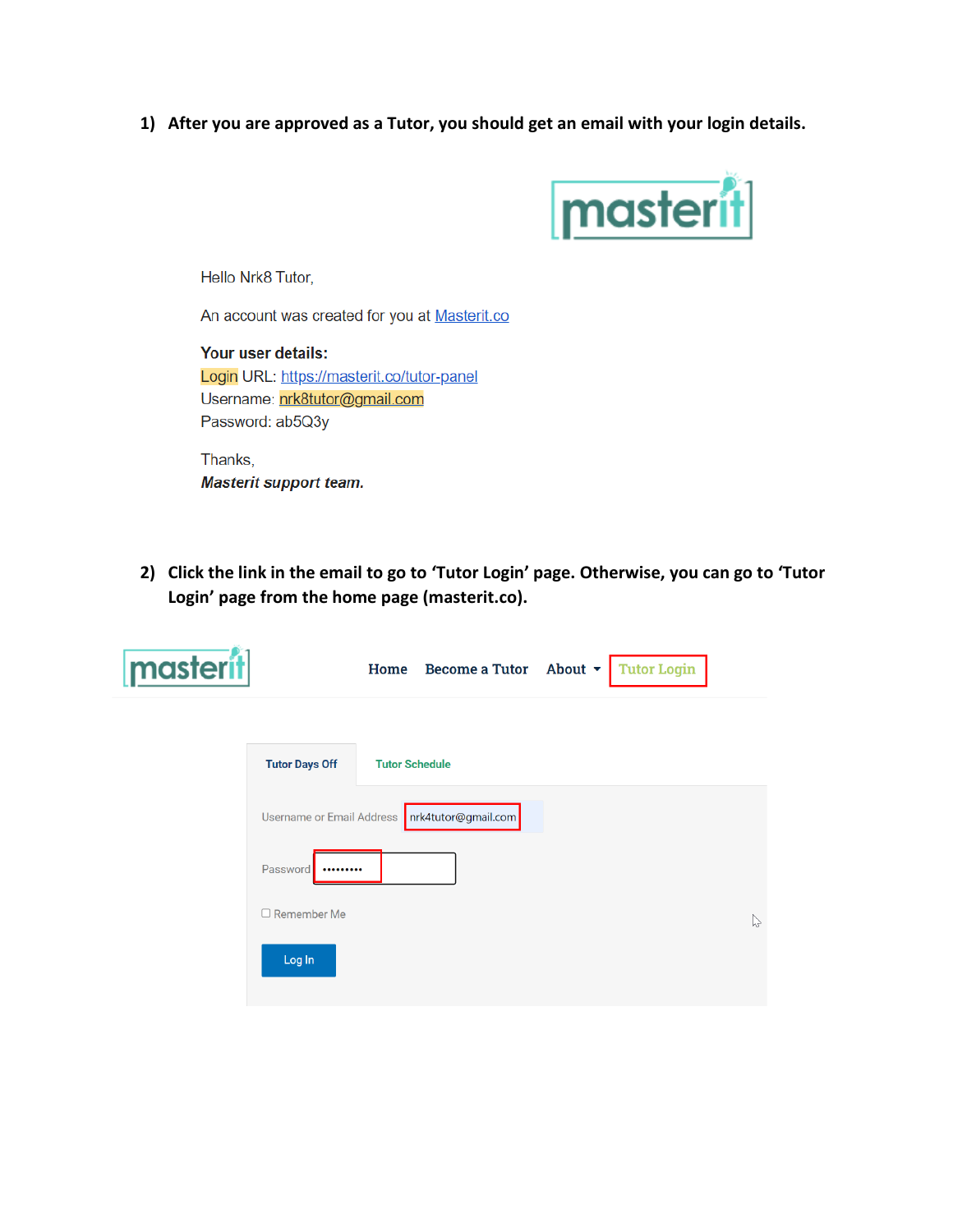1) **After you are approved as a Tutor, you should get an email with your login details.**

masterit

Hello Nrk8 Tutor,

An account was created for you at Masterit.co

**Your user details:**
Login URL: https://masterit.co/tutor-panel
Username: nrk8tutor@gmail.com
Password: ab5Q3y

Thanks,
***Masterit support team.***

2) **Click the link in the email to go to 'Tutor Login' page. Otherwise, you can go to 'Tutor Login' page from the home page (masterit.co).**

masterit

Home | Become a Tutor | About | Tutor Login

Tutor Days Off | Tutor Schedule

Username or Email Address: nrk4tutor@gmail.com

Password: •••••••••

Remember Me

Log In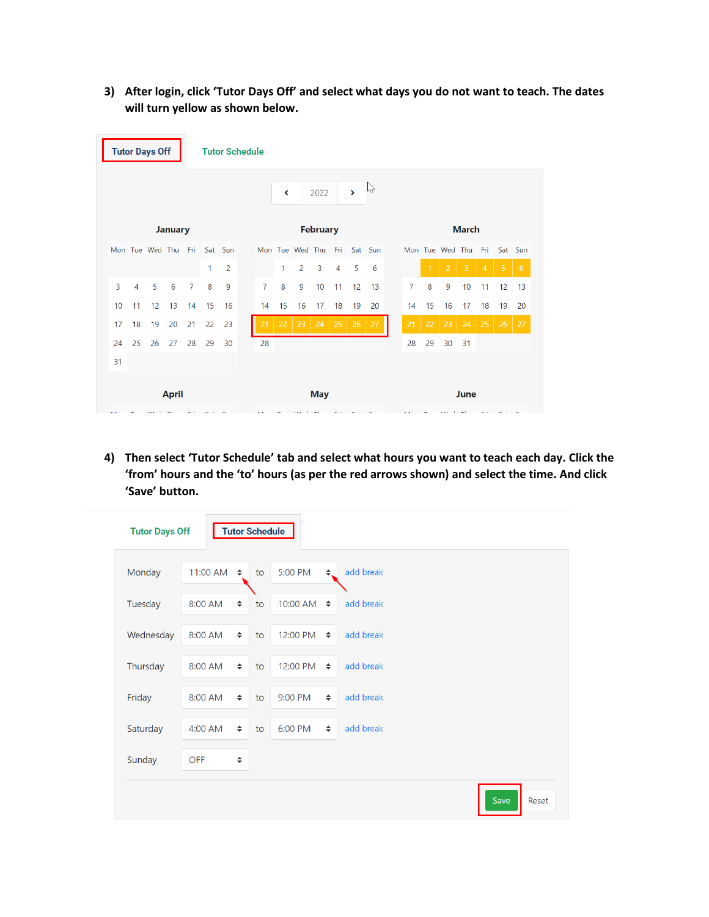3) After login, click 'Tutor Days Off' and select what days you do not want to teach. The dates will turn yellow as shown below.

Tutor Days Off | Tutor Schedule

2022

**January**

| Mon | Tue | Wed | Thu | Fri | Sat | Sun |
|---|---|---|---|---|---|---|
| | | | | | 1 | 2 |
| 3 | 4 | 5 | 6 | 7 | 8 | 9 |
| 10 | 11 | 12 | 13 | 14 | 15 | 16 |
| 17 | 18 | 19 | 20 | 21 | 22 | 23 |
| 24 | 25 | 26 | 27 | 28 | 29 | 30 |
| 31 | | | | | | |

**February**

| Mon | Tue | Wed | Thu | Fri | Sat | Sun |
|---|---|---|---|---|---|---|
| | 1 | 2 | 3 | 4 | 5 | 6 |
| 7 | 8 | 9 | 10 | 11 | 12 | 13 |
| 14 | 15 | 16 | 17 | 18 | 19 | 20 |
| 21 | 22 | 23 | 24 | 25 | 26 | 27 |
| 28 | | | | | | |

**March**

| Mon | Tue | Wed | Thu | Fri | Sat | Sun |
|---|---|---|---|---|---|---|
| | 1 | 2 | 3 | 4 | 5 | 6 |
| 7 | 8 | 9 | 10 | 11 | 12 | 13 |
| 14 | 15 | 16 | 17 | 18 | 19 | 20 |
| 21 | 22 | 23 | 24 | 25 | 26 | 27 |
| 28 | 29 | 30 | 31 | | | |

April | May | June

4) Then select 'Tutor Schedule' tab and select what hours you want to teach each day. Click the 'from' hours and the 'to' hours (as per the red arrows shown) and select the time. And click 'Save' button.

Tutor Days Off | Tutor Schedule

| Day | From | | To | |
|---|---|---|---|---|
| Monday | 11:00 AM | to | 5:00 PM | add break |
| Tuesday | 8:00 AM | to | 10:00 AM | add break |
| Wednesday | 8:00 AM | to | 12:00 PM | add break |
| Thursday | 8:00 AM | to | 12:00 PM | add break |
| Friday | 8:00 AM | to | 9:00 PM | add break |
| Saturday | 4:00 AM | to | 6:00 PM | add break |
| Sunday | OFF | | | |

Save | Reset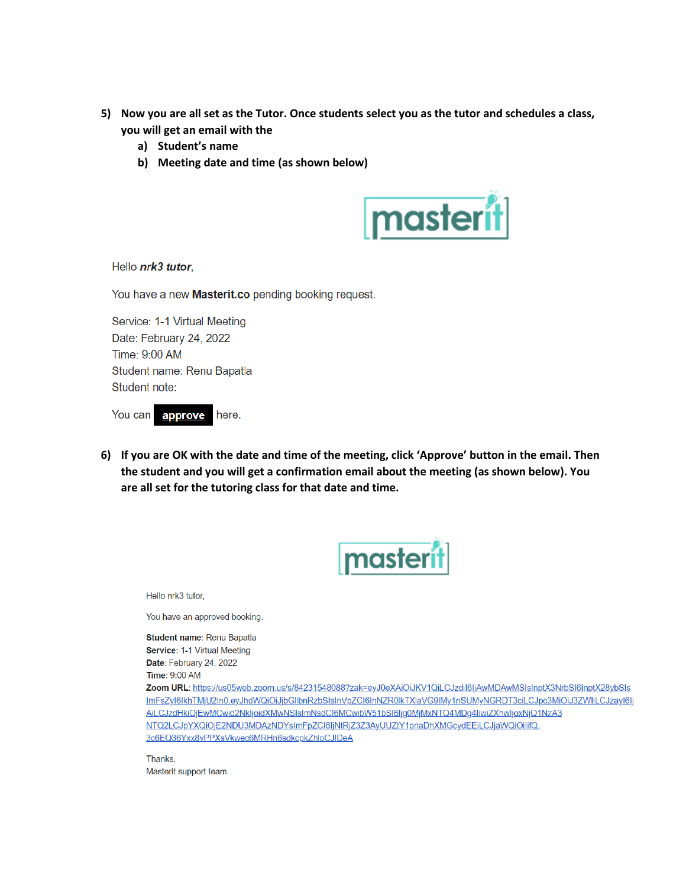5) **Now you are all set as the Tutor. Once students select you as the tutor and schedules a class, you will get an email with the**
   a) **Student's name**
   b) **Meeting date and time (as shown below)**

masterit

Hello ***nrk3 tutor***,

You have a new **Masterit.co** pending booking request.

Service: 1-1 Virtual Meeting
Date: February 24, 2022
Time: 9:00 AM
Student name: Renu Bapatla
Student note:

You can **approve** here.

6) **If you are OK with the date and time of the meeting, click 'Approve' button in the email. Then the student and you will get a confirmation email about the meeting (as shown below). You are all set for the tutoring class for that date and time.**

masterit

Hello nrk3 tutor,

You have an approved booking.

**Student name**: Renu Bapatla
**Service**: 1-1 Virtual Meeting
**Date**: February 24, 2022
**Time**: 9:00 AM
**Zoom URL**: https://us05web.zoom.us/s/84231548088?zak=eyJ0eXAiOiJKV1QiLCJzdiI6IjAwMDAwMSIsInptX3NrbSI6InptX28ybSIsImFsZyI6IkhTMjU2In0.eyJhdWQiOiJjbGllbnRzbSIsInVpZCI6InNZR0lkTXlaVG9lMy1nSUMyNGRDT3ciLCJpc3MiOiJ3ZWIiLCJzayI6IjAiLCJzdHkiOjEwMCwid2NkIjoidXMwNSIsImNsdCI6MCwibW51bSI6Ijg0MjMxNTQ4MDg4IiwiZXhwIjoxNjQ1NzA3NTQ2LCJpYXQiOjE2NDU3MDAzNDYsImFpZCI6IjNtRjZ3Z3AyUUZtY1pnaDhXMGcydEEiLCJjaWQiOiIifQ.3c6EQ36Yxx8vPPXsVkwec6MRHn6sdkcpkZhloCJIDeA

Thanks,
Masterit support team.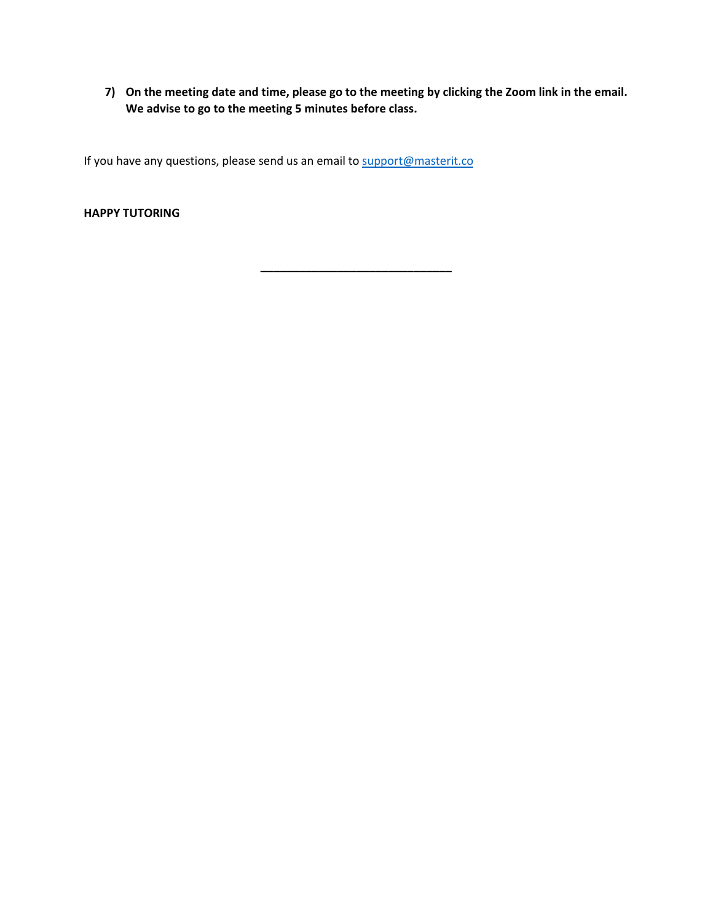7) **On the meeting date and time, please go to the meeting by clicking the Zoom link in the email. We advise to go to the meeting 5 minutes before class.**

If you have any questions, please send us an email to [support@masterit.co](mailto:support@masterit.co)

**HAPPY TUTORING**

---